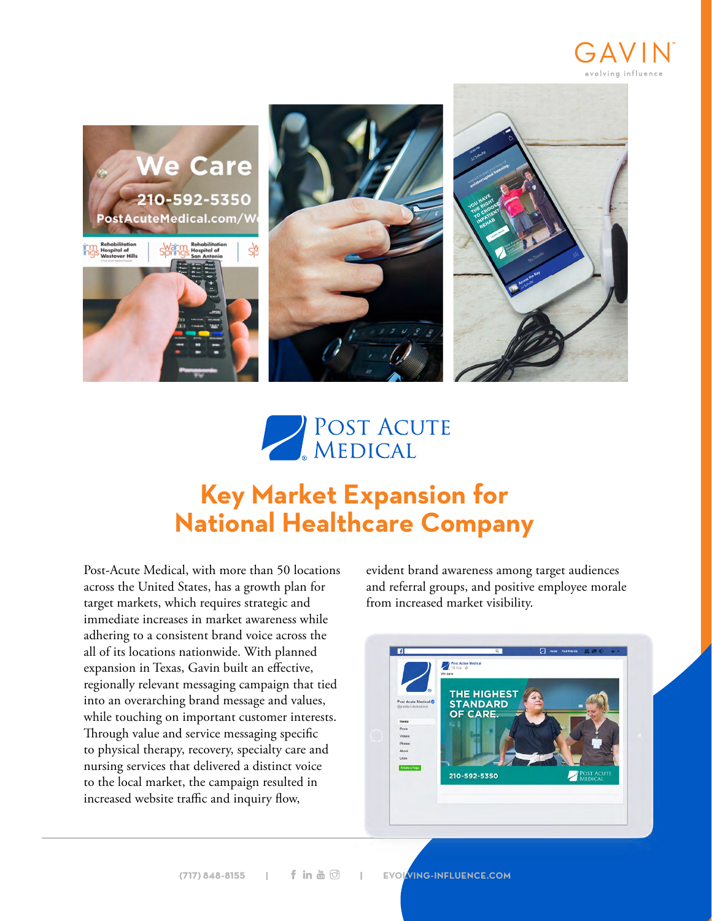# Key Market Expansion for National Healthcare Company

Post-Acute Medical, with more than 50 locations across the United States, has a growth plan for target markets, which requires strategic and immediate increases in market awareness while adhering to a consistent brand voice across the all of its locations nationwide. With planned expansion in Texas, Gavin built an effective, regionally relevant messaging campaign that tied into an overarching brand message and values, while touching on important customer interests. Through value and service messaging specific to physical therapy, recovery, specialty care and nursing services that delivered a distinct voice to the local market, the campaign resulted in increased website traffic and inquiry flow, evident brand awareness among target audiences and referral groups, and positive employee morale from increased market visibility.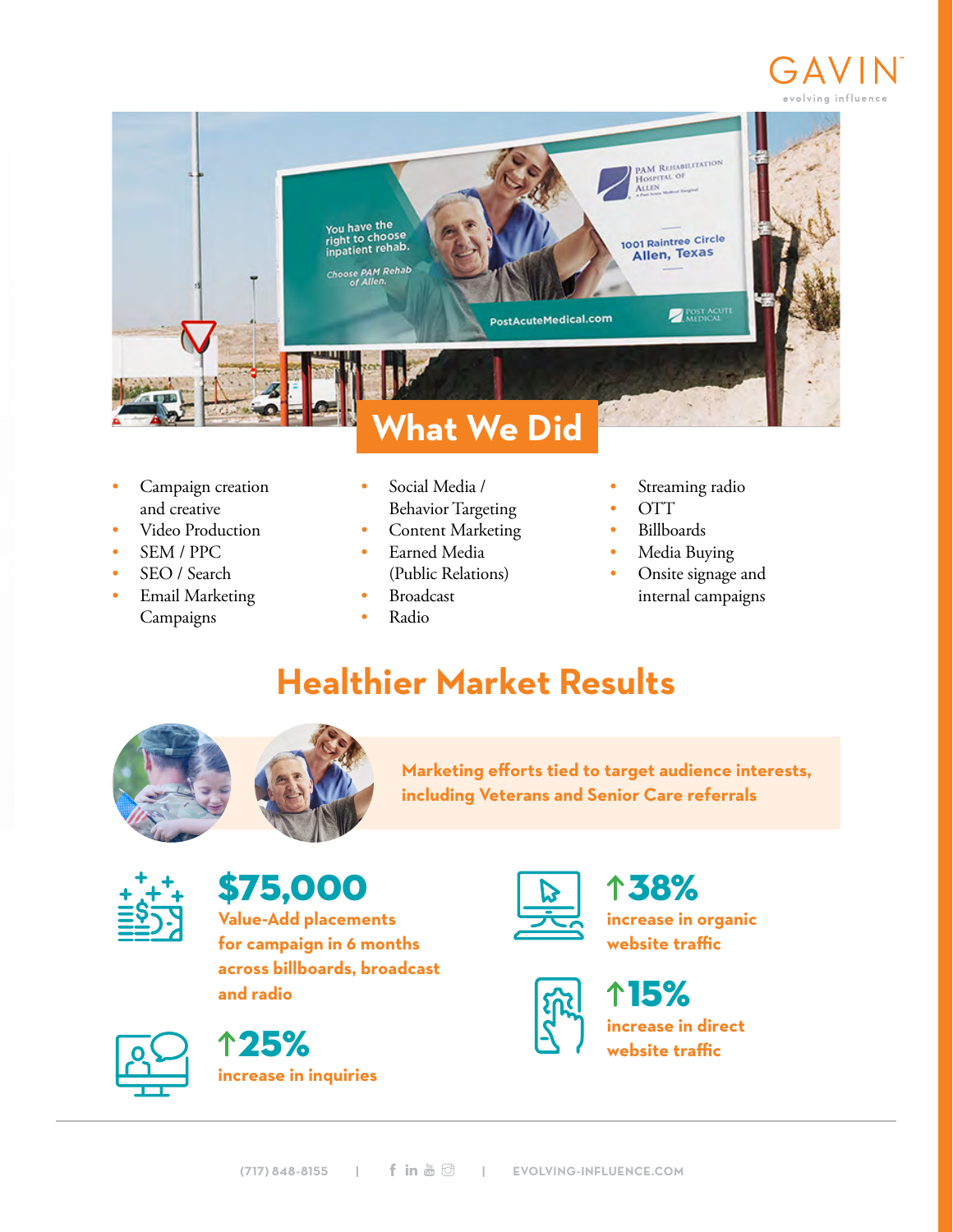## What We Did

- Campaign creation and creative
- Video Production
- SEM / PPC
- SEO / Search
- Email Marketing Campaigns
- Social Media / Behavior Targeting
- Content Marketing
- Earned Media (Public Relations)
- Broadcast
- Radio
- Streaming radio
- OTT
- Billboards
- Media Buying
- Onsite signage and internal campaigns

## Healthier Market Results

**Marketing efforts tied to target audience interests, including Veterans and Senior Care referrals**

**$75,000**
Value-Add placements for campaign in 6 months across billboards, broadcast and radio

**↑38%**
increase in organic website traffic

**↑15%**
increase in direct website traffic

**↑25%**
increase in inquiries